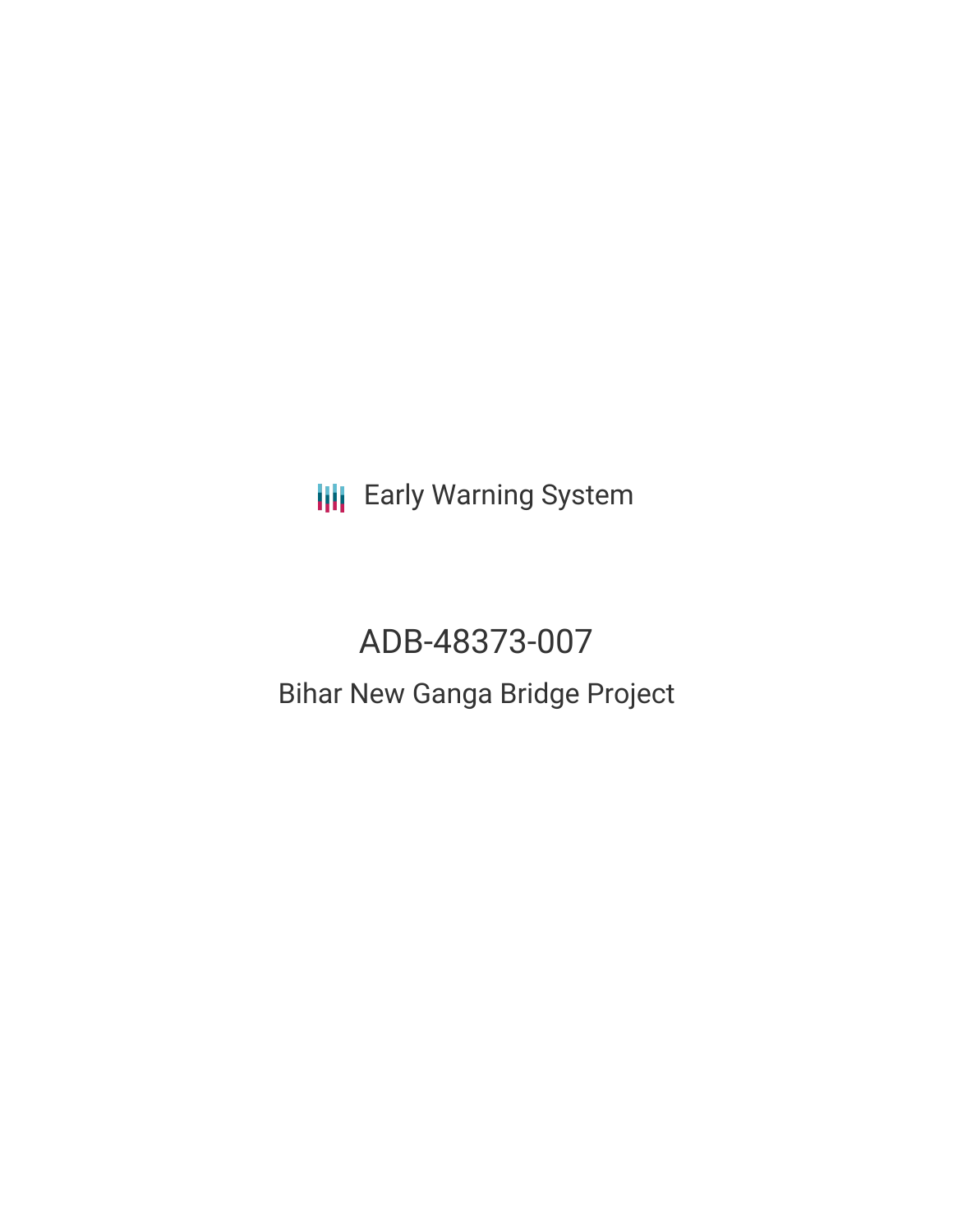Early Warning System

# ADB-48373-007

## Bihar New Ganga Bridge Project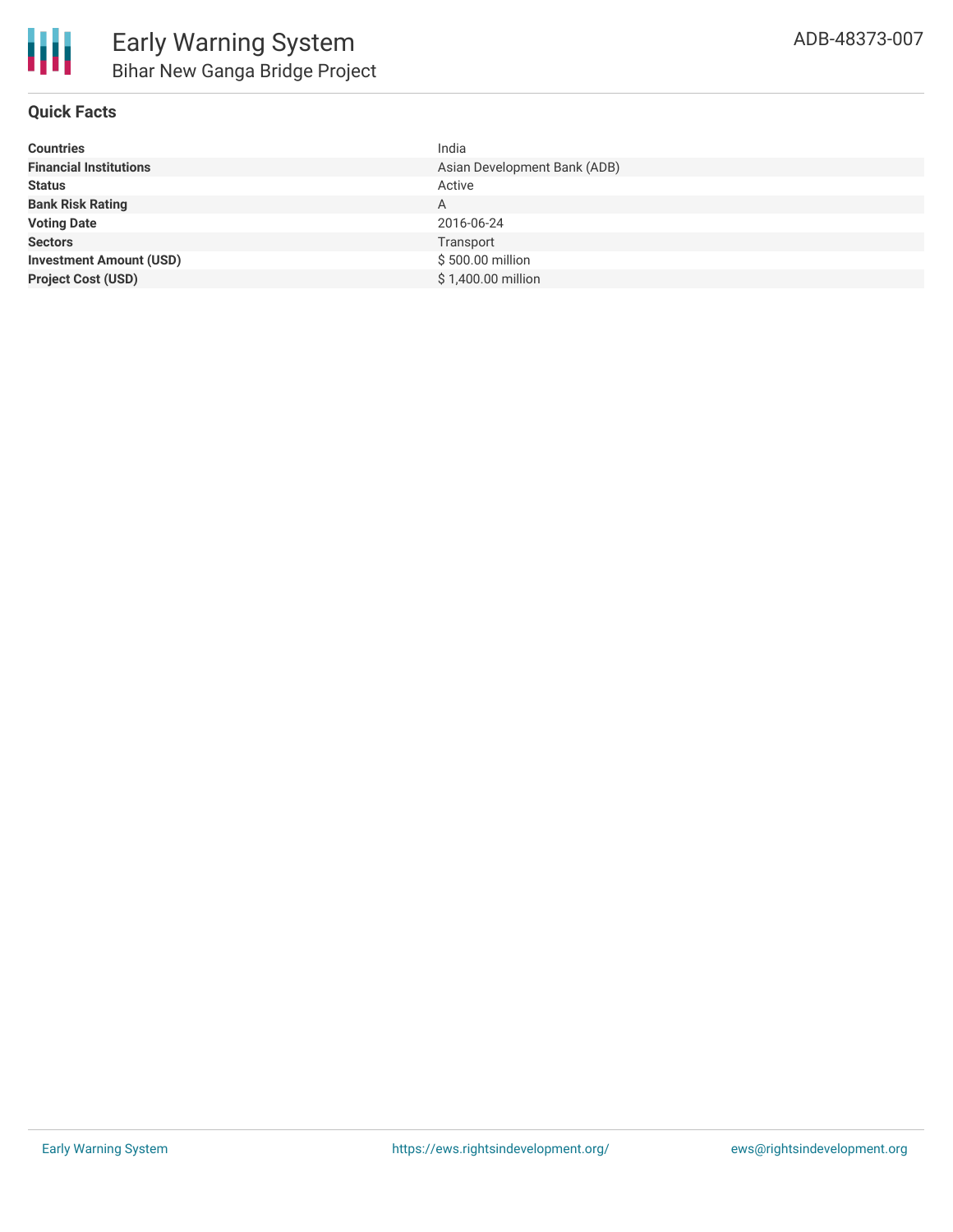# Early Warning System

## Bihar New Ganga Bridge Project

ADB-48373-007

### Quick Facts

| | |
|---|---|
| **Countries** | India |
| **Financial Institutions** | Asian Development Bank (ADB) |
| **Status** | Active |
| **Bank Risk Rating** | A |
| **Voting Date** | 2016-06-24 |
| **Sectors** | Transport |
| **Investment Amount (USD)** | $ 500.00 million |
| **Project Cost (USD)** | $ 1,400.00 million |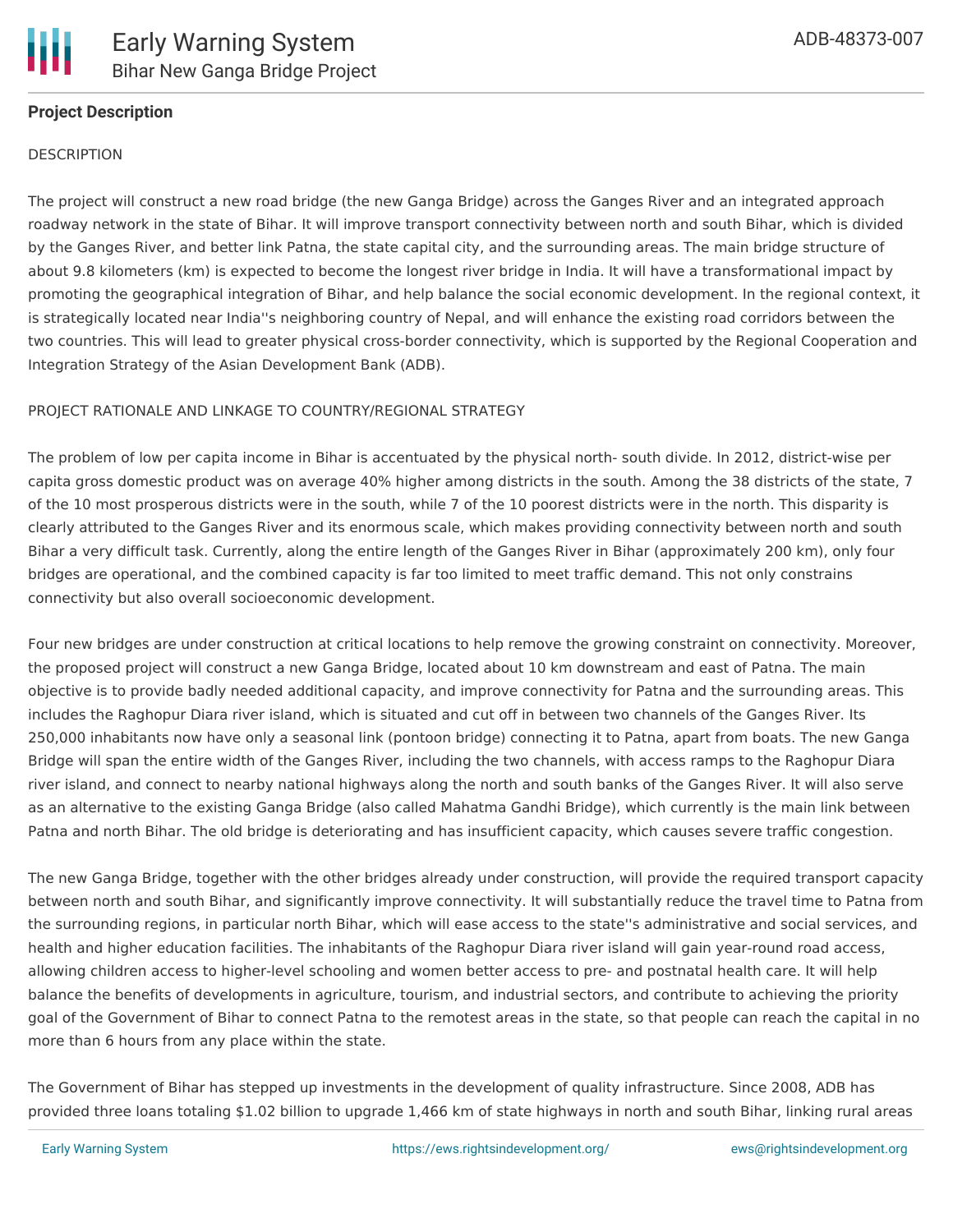## Project Description

DESCRIPTION

The project will construct a new road bridge (the new Ganga Bridge) across the Ganges River and an integrated approach roadway network in the state of Bihar. It will improve transport connectivity between north and south Bihar, which is divided by the Ganges River, and better link Patna, the state capital city, and the surrounding areas. The main bridge structure of about 9.8 kilometers (km) is expected to become the longest river bridge in India. It will have a transformational impact by promoting the geographical integration of Bihar, and help balance the social economic development. In the regional context, it is strategically located near India''s neighboring country of Nepal, and will enhance the existing road corridors between the two countries. This will lead to greater physical cross-border connectivity, which is supported by the Regional Cooperation and Integration Strategy of the Asian Development Bank (ADB).

PROJECT RATIONALE AND LINKAGE TO COUNTRY/REGIONAL STRATEGY

The problem of low per capita income in Bihar is accentuated by the physical north- south divide. In 2012, district-wise per capita gross domestic product was on average 40% higher among districts in the south. Among the 38 districts of the state, 7 of the 10 most prosperous districts were in the south, while 7 of the 10 poorest districts were in the north. This disparity is clearly attributed to the Ganges River and its enormous scale, which makes providing connectivity between north and south Bihar a very difficult task. Currently, along the entire length of the Ganges River in Bihar (approximately 200 km), only four bridges are operational, and the combined capacity is far too limited to meet traffic demand. This not only constrains connectivity but also overall socioeconomic development.

Four new bridges are under construction at critical locations to help remove the growing constraint on connectivity. Moreover, the proposed project will construct a new Ganga Bridge, located about 10 km downstream and east of Patna. The main objective is to provide badly needed additional capacity, and improve connectivity for Patna and the surrounding areas. This includes the Raghopur Diara river island, which is situated and cut off in between two channels of the Ganges River. Its 250,000 inhabitants now have only a seasonal link (pontoon bridge) connecting it to Patna, apart from boats. The new Ganga Bridge will span the entire width of the Ganges River, including the two channels, with access ramps to the Raghopur Diara river island, and connect to nearby national highways along the north and south banks of the Ganges River. It will also serve as an alternative to the existing Ganga Bridge (also called Mahatma Gandhi Bridge), which currently is the main link between Patna and north Bihar. The old bridge is deteriorating and has insufficient capacity, which causes severe traffic congestion.

The new Ganga Bridge, together with the other bridges already under construction, will provide the required transport capacity between north and south Bihar, and significantly improve connectivity. It will substantially reduce the travel time to Patna from the surrounding regions, in particular north Bihar, which will ease access to the state''s administrative and social services, and health and higher education facilities. The inhabitants of the Raghopur Diara river island will gain year-round road access, allowing children access to higher-level schooling and women better access to pre- and postnatal health care. It will help balance the benefits of developments in agriculture, tourism, and industrial sectors, and contribute to achieving the priority goal of the Government of Bihar to connect Patna to the remotest areas in the state, so that people can reach the capital in no more than 6 hours from any place within the state.

The Government of Bihar has stepped up investments in the development of quality infrastructure. Since 2008, ADB has provided three loans totaling $1.02 billion to upgrade 1,466 km of state highways in north and south Bihar, linking rural areas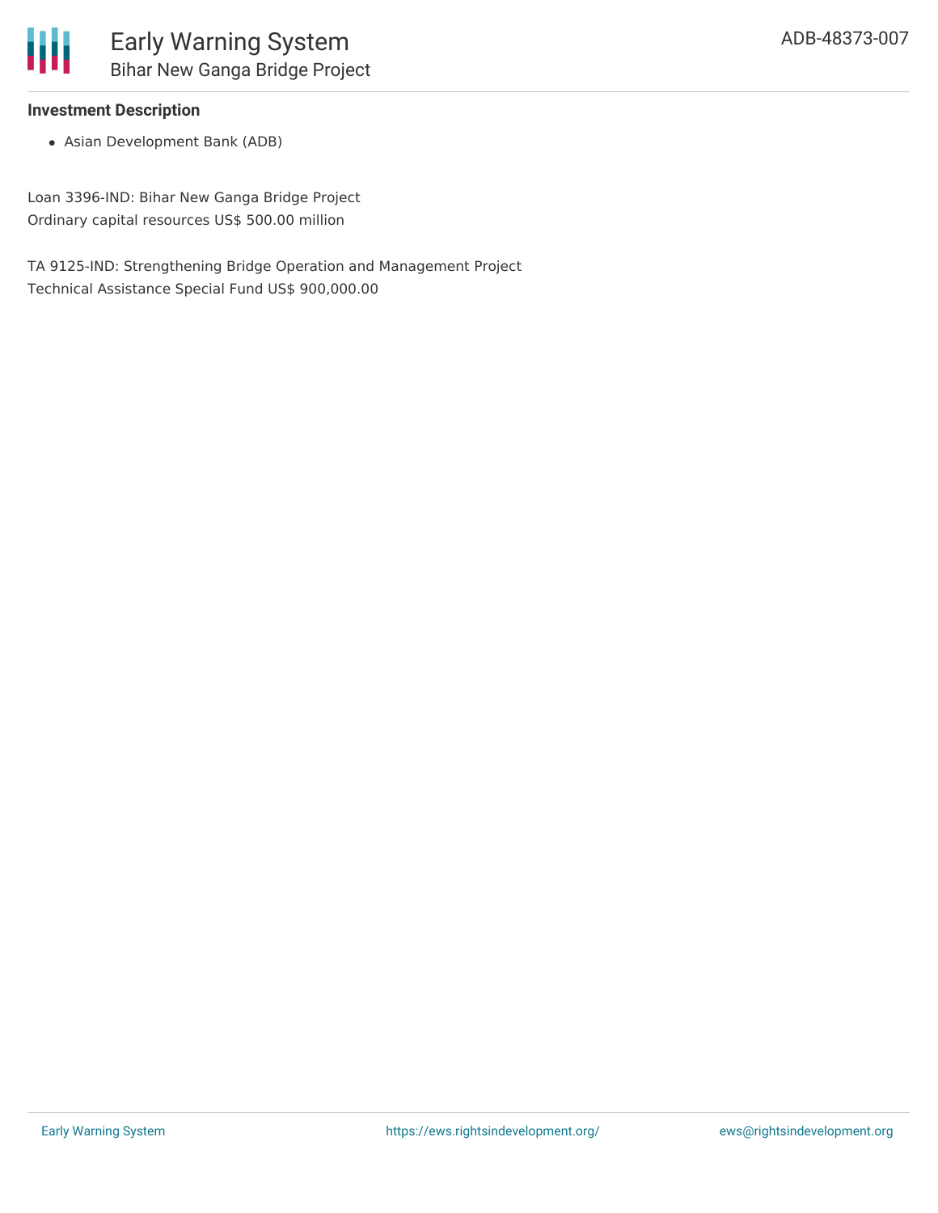### Investment Description

- Asian Development Bank (ADB)

Loan 3396-IND: Bihar New Ganga Bridge Project
Ordinary capital resources US$ 500.00 million

TA 9125-IND: Strengthening Bridge Operation and Management Project
Technical Assistance Special Fund US$ 900,000.00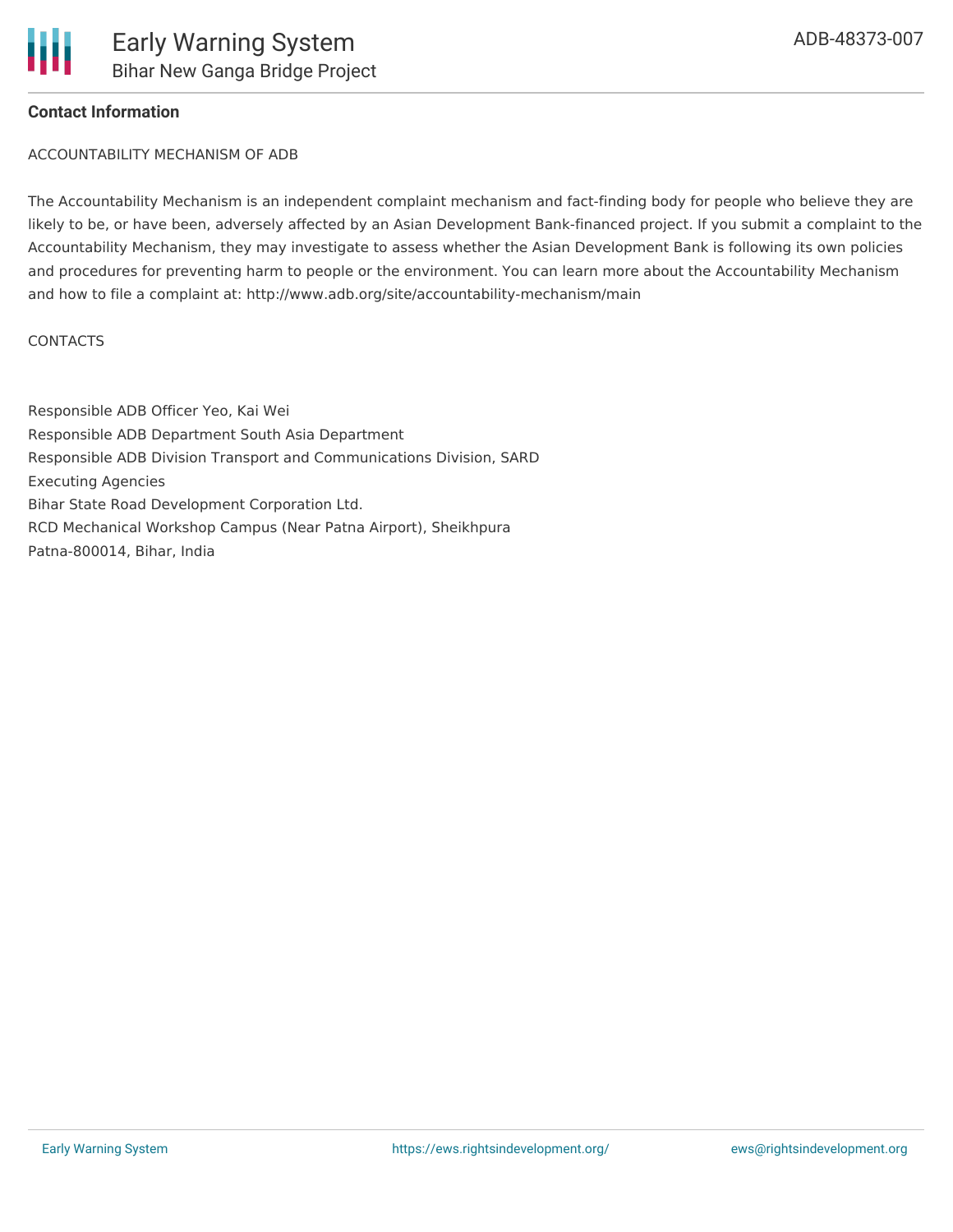**Contact Information**

ACCOUNTABILITY MECHANISM OF ADB

The Accountability Mechanism is an independent complaint mechanism and fact-finding body for people who believe they are likely to be, or have been, adversely affected by an Asian Development Bank-financed project. If you submit a complaint to the Accountability Mechanism, they may investigate to assess whether the Asian Development Bank is following its own policies and procedures for preventing harm to people or the environment. You can learn more about the Accountability Mechanism and how to file a complaint at: http://www.adb.org/site/accountability-mechanism/main

CONTACTS

Responsible ADB Officer Yeo, Kai Wei
Responsible ADB Department South Asia Department
Responsible ADB Division Transport and Communications Division, SARD
Executing Agencies
Bihar State Road Development Corporation Ltd.
RCD Mechanical Workshop Campus (Near Patna Airport), Sheikhpura
Patna-800014, Bihar, India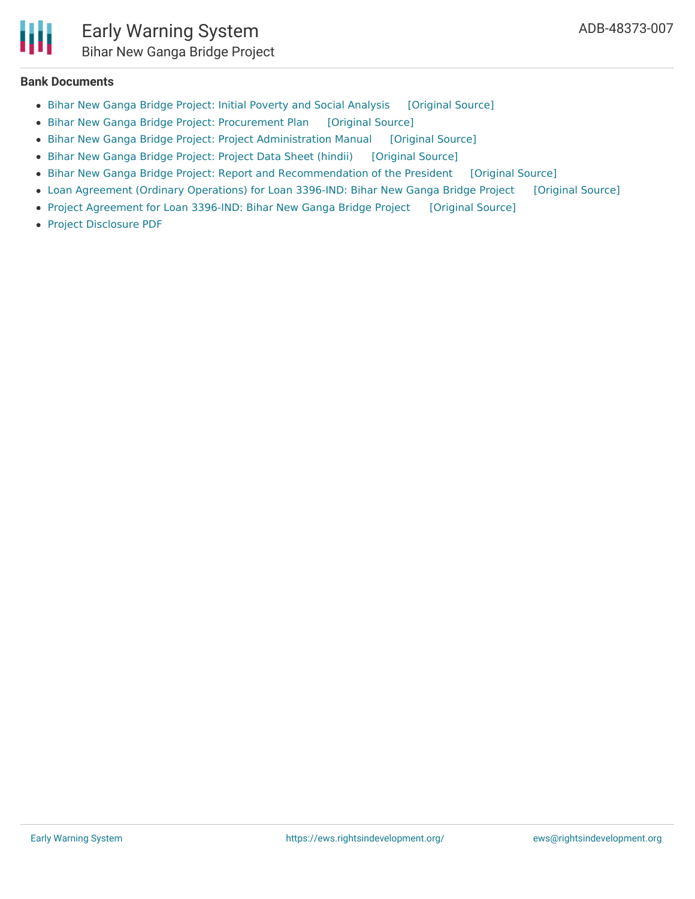## Bank Documents

- Bihar New Ganga Bridge Project: Initial Poverty and Social Analysis [Original Source]
- Bihar New Ganga Bridge Project: Procurement Plan [Original Source]
- Bihar New Ganga Bridge Project: Project Administration Manual [Original Source]
- Bihar New Ganga Bridge Project: Project Data Sheet (hindii) [Original Source]
- Bihar New Ganga Bridge Project: Report and Recommendation of the President [Original Source]
- Loan Agreement (Ordinary Operations) for Loan 3396-IND: Bihar New Ganga Bridge Project [Original Source]
- Project Agreement for Loan 3396-IND: Bihar New Ganga Bridge Project [Original Source]
- Project Disclosure PDF